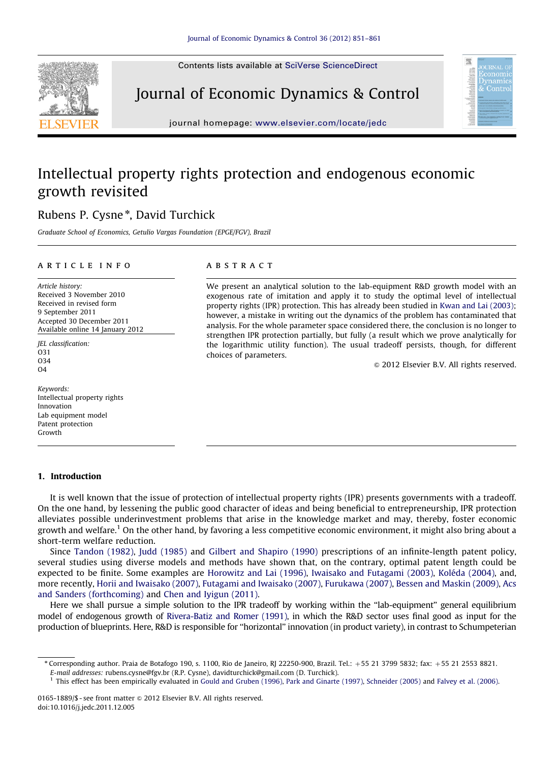# Intellectual property rights protection and endogenous economic growth revisited

Rubens P. Cysne *, David Turchick

*Graduate School of Economics, Getulio Vargas Foundation (EPGE/FGV), Brazil*

## ARTICLE INFO

*Article history:*
Received 3 November 2010
Received in revised form
9 September 2011
Accepted 30 December 2011
Available online 14 January 2012

*JEL classification:*
O31
O34
O4

*Keywords:*
Intellectual property rights
Innovation
Lab equipment model
Patent protection
Growth

## ABSTRACT

We present an analytical solution to the lab-equipment R&D growth model with an exogenous rate of imitation and apply it to study the optimal level of intellectual property rights (IPR) protection. This has already been studied in Kwan and Lai (2003); however, a mistake in writing out the dynamics of the problem has contaminated that analysis. For the whole parameter space considered there, the conclusion is no longer to strengthen IPR protection partially, but fully (a result which we prove analytically for the logarithmic utility function). The usual tradeoff persists, though, for different choices of parameters.

© 2012 Elsevier B.V. All rights reserved.

## 1. Introduction

It is well known that the issue of protection of intellectual property rights (IPR) presents governments with a tradeoff. On the one hand, by lessening the public good character of ideas and being beneficial to entrepreneurship, IPR protection alleviates possible underinvestment problems that arise in the knowledge market and may, thereby, foster economic growth and welfare.[1] On the other hand, by favoring a less competitive economic environment, it might also bring about a short-term welfare reduction.

Since Tandon (1982), Judd (1985) and Gilbert and Shapiro (1990) prescriptions of an infinite-length patent policy, several studies using diverse models and methods have shown that, on the contrary, optimal patent length could be expected to be finite. Some examples are Horowitz and Lai (1996), Iwaisako and Futagami (2003), Koléda (2004), and, more recently, Horii and Iwaisako (2007), Futagami and Iwaisako (2007), Furukawa (2007), Bessen and Maskin (2009), Acs and Sanders (forthcoming) and Chen and Iyigun (2011).

Here we shall pursue a simple solution to the IPR tradeoff by working within the "lab-equipment" general equilibrium model of endogenous growth of Rivera-Batiz and Romer (1991), in which the R&D sector uses final good as input for the production of blueprints. Here, R&D is responsible for "horizontal" innovation (in product variety), in contrast to Schumpeterian

---

* Corresponding author. Praia de Botafogo 190, s. 1100, Rio de Janeiro, RJ 22250-900, Brazil. Tel.: +55 21 3799 5832; fax: +55 21 2553 8821.
*E-mail addresses:* rubens.cysne@fgv.br (R.P. Cysne), davidturchick@gmail.com (D. Turchick).

[1] This effect has been empirically evaluated in Gould and Gruben (1996), Park and Ginarte (1997), Schneider (2005) and Falvey et al. (2006).

0165-1889/$ - see front matter © 2012 Elsevier B.V. All rights reserved.
doi:10.1016/j.jedc.2011.12.005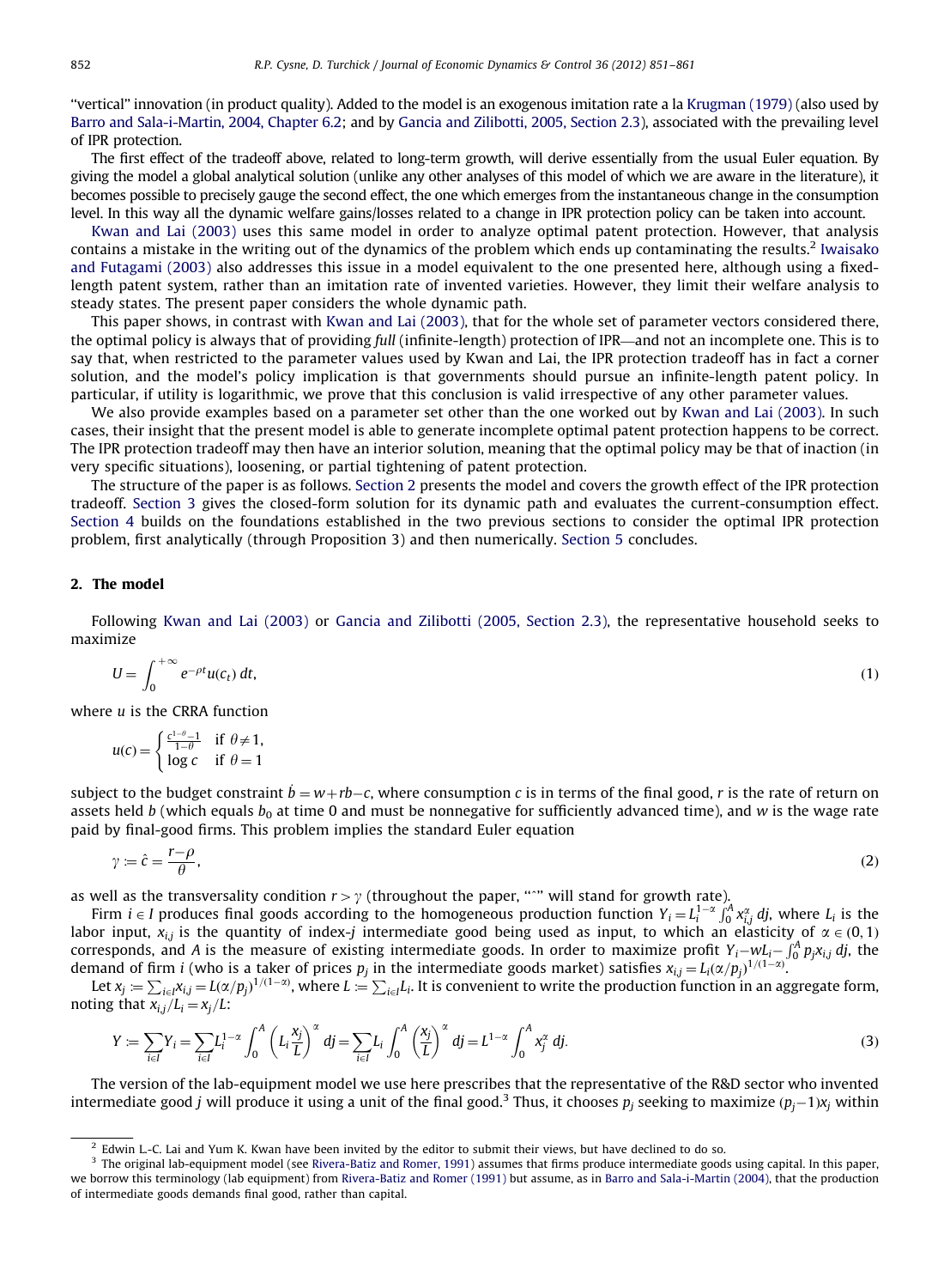"vertical" innovation (in product quality). Added to the model is an exogenous imitation rate a la Krugman (1979) (also used by Barro and Sala-i-Martin, 2004, Chapter 6.2; and by Gancia and Zilibotti, 2005, Section 2.3), associated with the prevailing level of IPR protection.

The first effect of the tradeoff above, related to long-term growth, will derive essentially from the usual Euler equation. By giving the model a global analytical solution (unlike any other analyses of this model of which we are aware in the literature), it becomes possible to precisely gauge the second effect, the one which emerges from the instantaneous change in the consumption level. In this way all the dynamic welfare gains/losses related to a change in IPR protection policy can be taken into account.

Kwan and Lai (2003) uses this same model in order to analyze optimal patent protection. However, that analysis contains a mistake in the writing out of the dynamics of the problem which ends up contaminating the results.[2] Iwaisako and Futagami (2003) also addresses this issue in a model equivalent to the one presented here, although using a fixed-length patent system, rather than an imitation rate of invented varieties. However, they limit their welfare analysis to steady states. The present paper considers the whole dynamic path.

This paper shows, in contrast with Kwan and Lai (2003), that for the whole set of parameter vectors considered there, the optimal policy is always that of providing *full* (infinite-length) protection of IPR—and not an incomplete one. This is to say that, when restricted to the parameter values used by Kwan and Lai, the IPR protection tradeoff has in fact a corner solution, and the model's policy implication is that governments should pursue an infinite-length patent policy. In particular, if utility is logarithmic, we prove that this conclusion is valid irrespective of any other parameter values.

We also provide examples based on a parameter set other than the one worked out by Kwan and Lai (2003). In such cases, their insight that the present model is able to generate incomplete optimal patent protection happens to be correct. The IPR protection tradeoff may then have an interior solution, meaning that the optimal policy may be that of inaction (in very specific situations), loosening, or partial tightening of patent protection.

The structure of the paper is as follows. Section 2 presents the model and covers the growth effect of the IPR protection tradeoff. Section 3 gives the closed-form solution for its dynamic path and evaluates the current-consumption effect. Section 4 builds on the foundations established in the two previous sections to consider the optimal IPR protection problem, first analytically (through Proposition 3) and then numerically. Section 5 concludes.

## 2. The model

Following Kwan and Lai (2003) or Gancia and Zilibotti (2005, Section 2.3), the representative household seeks to maximize

$$U = \int_0^{+\infty} e^{-\rho t} u(c_t)\, dt, \tag{1}$$

where $u$ is the CRRA function

$$u(c) = \begin{cases} \frac{c^{1-\theta}-1}{1-\theta} & \text{if } \theta \neq 1, \\ \log c & \text{if } \theta = 1 \end{cases}$$

subject to the budget constraint $\dot{b} = w + rb - c$, where consumption $c$ is in terms of the final good, $r$ is the rate of return on assets held $b$ (which equals $b_0$ at time 0 and must be nonnegative for sufficiently advanced time), and $w$ is the wage rate paid by final-good firms. This problem implies the standard Euler equation

$$\gamma := \hat{c} = \frac{r-\rho}{\theta}, \tag{2}$$

as well as the transversality condition $r > \gamma$ (throughout the paper, "$\hat{\ }$" will stand for growth rate).

Firm $i \in I$ produces final goods according to the homogeneous production function $Y_i = L_i^{1-\alpha} \int_0^A x_{i,j}^\alpha \, dj$, where $L_i$ is the labor input, $x_{i,j}$ is the quantity of index-$j$ intermediate good being used as input, to which an elasticity of $\alpha \in (0,1)$ corresponds, and $A$ is the measure of existing intermediate goods. In order to maximize profit $Y_i - wL_i - \int_0^A p_j x_{i,j}\, dj$, the demand of firm $i$ (who is a taker of prices $p_j$ in the intermediate goods market) satisfies $x_{i,j} = L_i(\alpha/p_j)^{1/(1-\alpha)}$.

Let $x_j := \sum_{i \in I} x_{i,j} = L(\alpha/p_j)^{1/(1-\alpha)}$, where $L := \sum_{i \in I} L_i$. It is convenient to write the production function in an aggregate form, noting that $x_{i,j}/L_i = x_j/L$:

$$Y := \sum_{i \in I} Y_i = \sum_{i \in I} L_i^{1-\alpha} \int_0^A \left(L_i \frac{x_j}{L}\right)^\alpha dj = \sum_{i \in I} L_i \int_0^A \left(\frac{x_j}{L}\right)^\alpha dj = L^{1-\alpha} \int_0^A x_j^\alpha \, dj. \tag{3}$$

The version of the lab-equipment model we use here prescribes that the representative of the R&D sector who invented intermediate good $j$ will produce it using a unit of the final good.[3] Thus, it chooses $p_j$ seeking to maximize $(p_j - 1)x_j$ within

[2] Edwin L.-C. Lai and Yum K. Kwan have been invited by the editor to submit their views, but have declined to do so.

[3] The original lab-equipment model (see Rivera-Batiz and Romer, 1991) assumes that firms produce intermediate goods using capital. In this paper, we borrow this terminology (lab equipment) from Rivera-Batiz and Romer (1991) but assume, as in Barro and Sala-i-Martin (2004), that the production of intermediate goods demands final good, rather than capital.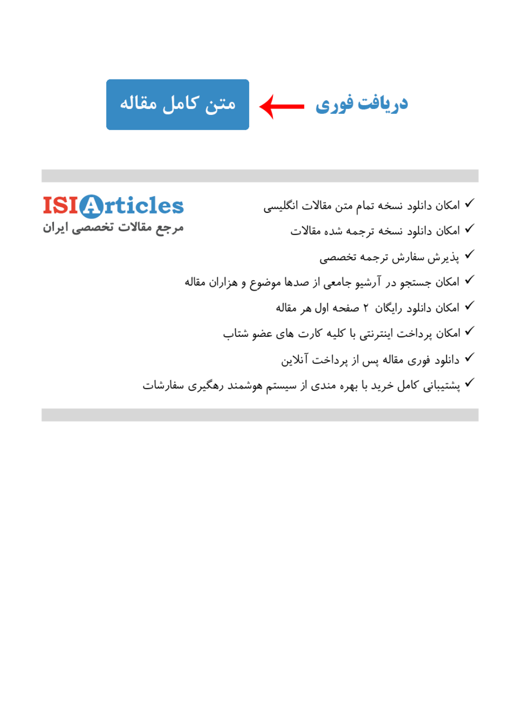دریافت فوری ← متن کامل مقاله

**ISIArticles**
مرجع مقالات تخصصی ایران

- ✓ امکان دانلود نسخه تمام متن مقالات انگلیسی
- ✓ امکان دانلود نسخه ترجمه شده مقالات
- ✓ پذیرش سفارش ترجمه تخصصی
- ✓ امکان جستجو در آرشیو جامعی از صدها موضوع و هزاران مقاله
- ✓ امکان دانلود رایگان ۲ صفحه اول هر مقاله
- ✓ امکان پرداخت اینترنتی با کلیه کارت های عضو شتاب
- ✓ دانلود فوری مقاله پس از پرداخت آنلاین
- ✓ پشتیبانی کامل خرید با بهره مندی از سیستم هوشمند رهگیری سفارشات